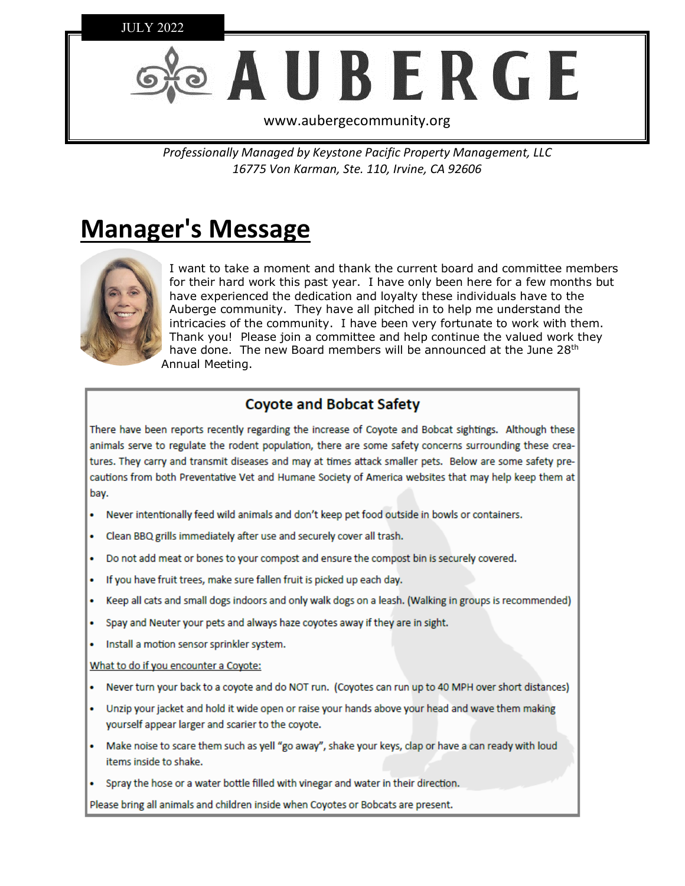JULY 2022

# AUBERGE

www.aubergecommunity.org

*Professionally Managed by Keystone Pacific Property Management, LLC*
*16775 Von Karman, Ste. 110, Irvine, CA 92606*

## Manager's Message

I want to take a moment and thank the current board and committee members for their hard work this past year. I have only been here for a few months but have experienced the dedication and loyalty these individuals have to the Auberge community. They have all pitched in to help me understand the intricacies of the community. I have been very fortunate to work with them. Thank you! Please join a committee and help continue the valued work they have done. The new Board members will be announced at the June 28th Annual Meeting.

### Coyote and Bobcat Safety

There have been reports recently regarding the increase of Coyote and Bobcat sightings. Although these animals serve to regulate the rodent population, there are some safety concerns surrounding these creatures. They carry and transmit diseases and may at times attack smaller pets. Below are some safety precautions from both Preventative Vet and Humane Society of America websites that may help keep them at bay.

- Never intentionally feed wild animals and don't keep pet food outside in bowls or containers.
- Clean BBQ grills immediately after use and securely cover all trash.
- Do not add meat or bones to your compost and ensure the compost bin is securely covered.
- If you have fruit trees, make sure fallen fruit is picked up each day.
- Keep all cats and small dogs indoors and only walk dogs on a leash. (Walking in groups is recommended)
- Spay and Neuter your pets and always haze coyotes away if they are in sight.
- Install a motion sensor sprinkler system.

What to do if you encounter a Coyote:

- Never turn your back to a coyote and do NOT run. (Coyotes can run up to 40 MPH over short distances)
- Unzip your jacket and hold it wide open or raise your hands above your head and wave them making yourself appear larger and scarier to the coyote.
- Make noise to scare them such as yell "go away", shake your keys, clap or have a can ready with loud items inside to shake.
- Spray the hose or a water bottle filled with vinegar and water in their direction.

Please bring all animals and children inside when Coyotes or Bobcats are present.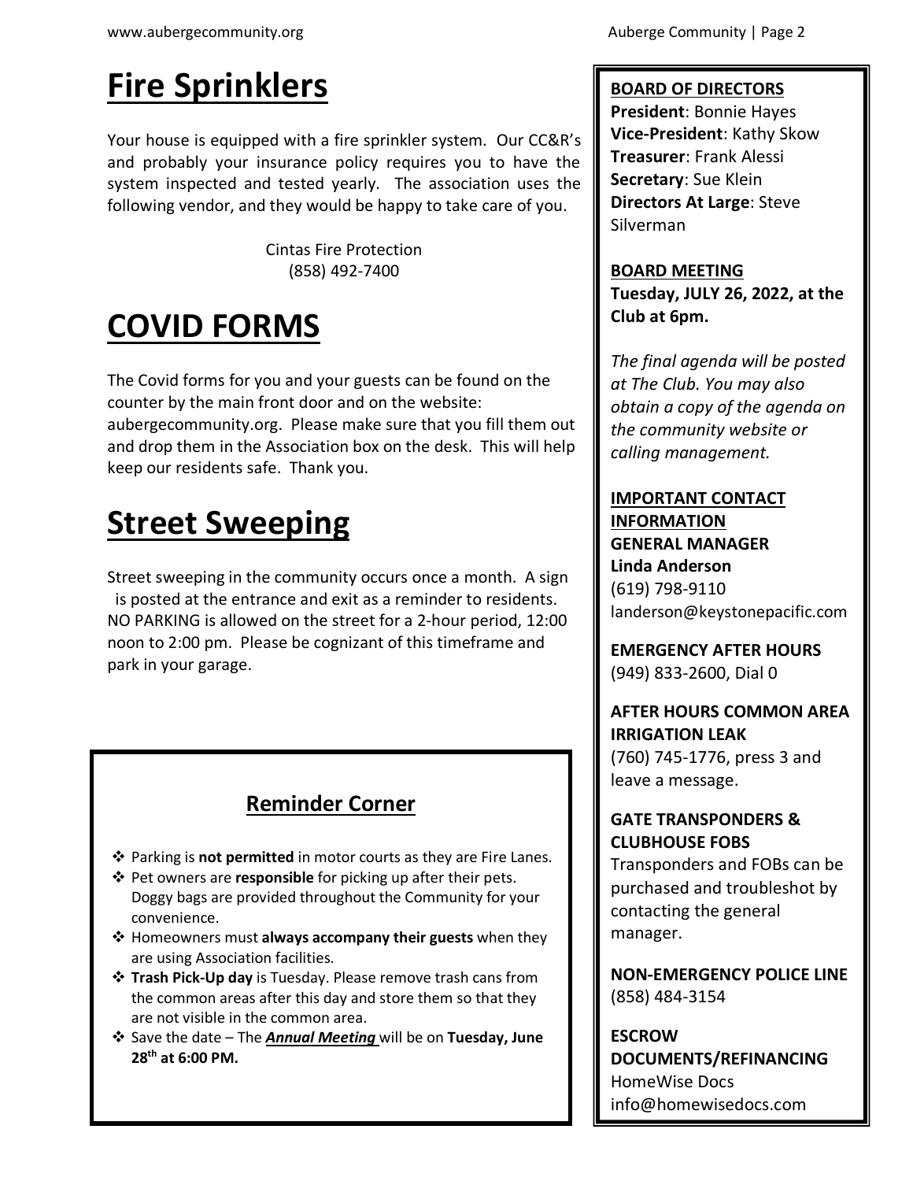# Fire Sprinklers

Your house is equipped with a fire sprinkler system. Our CC&R's and probably your insurance policy requires you to have the system inspected and tested yearly. The association uses the following vendor, and they would be happy to take care of you.

Cintas Fire Protection
(858) 492-7400

# COVID FORMS

The Covid forms for you and your guests can be found on the counter by the main front door and on the website: aubergecommunity.org. Please make sure that you fill them out and drop them in the Association box on the desk. This will help keep our residents safe. Thank you.

# Street Sweeping

Street sweeping in the community occurs once a month. A sign is posted at the entrance and exit as a reminder to residents. NO PARKING is allowed on the street for a 2-hour period, 12:00 noon to 2:00 pm. Please be cognizant of this timeframe and park in your garage.

## Reminder Corner

- Parking is **not permitted** in motor courts as they are Fire Lanes.
- Pet owners are **responsible** for picking up after their pets. Doggy bags are provided throughout the Community for your convenience.
- Homeowners must **always accompany their guests** when they are using Association facilities.
- **Trash Pick-Up day** is Tuesday. Please remove trash cans from the common areas after this day and store them so that they are not visible in the common area.
- Save the date – The ***Annual Meeting*** will be on **Tuesday, June 28th at 6:00 PM.**

**BOARD OF DIRECTORS**
**President**: Bonnie Hayes
**Vice-President**: Kathy Skow
**Treasurer**: Frank Alessi
**Secretary**: Sue Klein
**Directors At Large**: Steve Silverman

**BOARD MEETING**
**Tuesday, JULY 26, 2022, at the Club at 6pm.**

*The final agenda will be posted at The Club. You may also obtain a copy of the agenda on the community website or calling management.*

**IMPORTANT CONTACT INFORMATION**
**GENERAL MANAGER**
**Linda Anderson**
(619) 798-9110
landerson@keystonepacific.com

**EMERGENCY AFTER HOURS**
(949) 833-2600, Dial 0

**AFTER HOURS COMMON AREA IRRIGATION LEAK**
(760) 745-1776, press 3 and leave a message.

**GATE TRANSPONDERS & CLUBHOUSE FOBS**
Transponders and FOBs can be purchased and troubleshot by contacting the general manager.

**NON-EMERGENCY POLICE LINE**
(858) 484-3154

**ESCROW DOCUMENTS/REFINANCING**
HomeWise Docs
info@homewisedocs.com